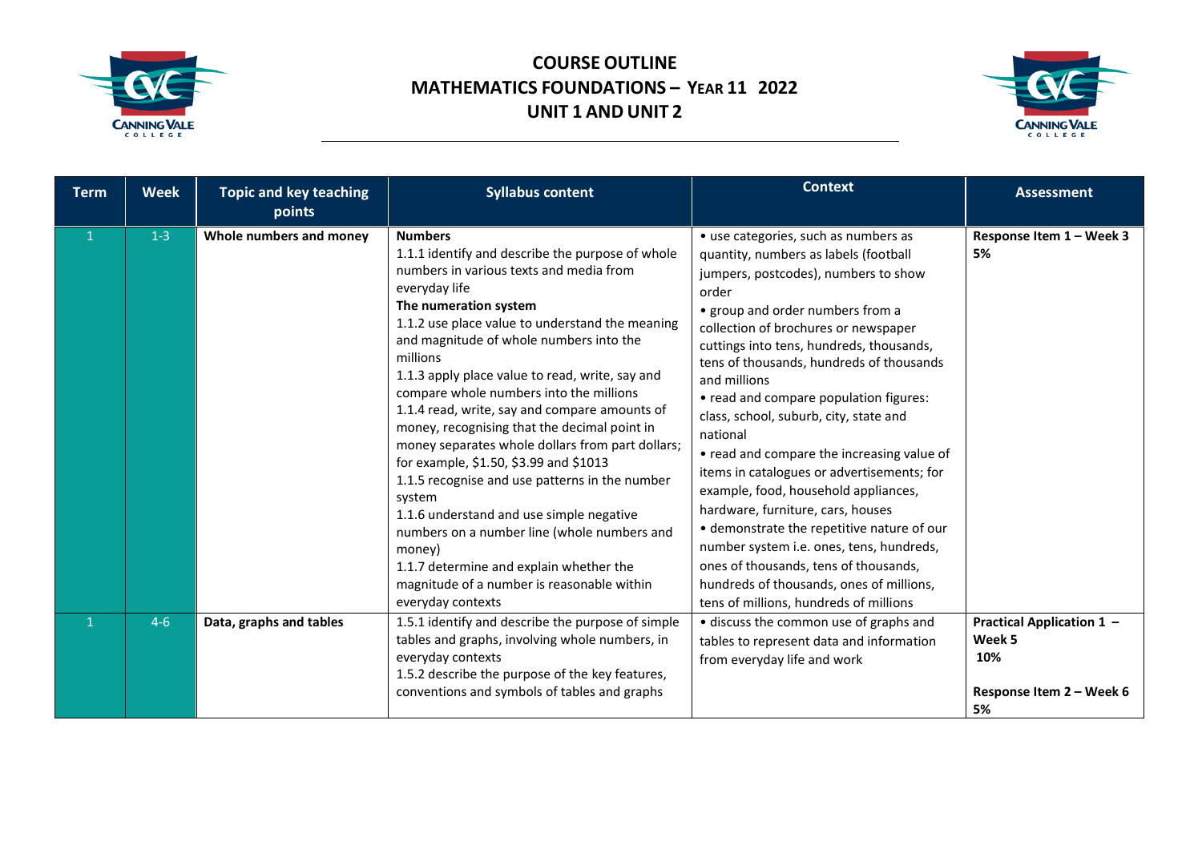# COURSE OUTLINE
# MATHEMATICS FOUNDATIONS – YEAR 11 2022
# UNIT 1 AND UNIT 2

| Term | Week | Topic and key teaching points | Syllabus content | Context | Assessment |
|---|---|---|---|---|---|
| 1 | 1-3 | **Whole numbers and money** | **Numbers**<br>1.1.1 identify and describe the purpose of whole numbers in various texts and media from everyday life<br>**The numeration system**<br>1.1.2 use place value to understand the meaning and magnitude of whole numbers into the millions<br>1.1.3 apply place value to read, write, say and compare whole numbers into the millions<br>1.1.4 read, write, say and compare amounts of money, recognising that the decimal point in money separates whole dollars from part dollars; for example, $1.50, $3.99 and $1013<br>1.1.5 recognise and use patterns in the number system<br>1.1.6 understand and use simple negative numbers on a number line (whole numbers and money)<br>1.1.7 determine and explain whether the magnitude of a number is reasonable within everyday contexts | • use categories, such as numbers as quantity, numbers as labels (football jumpers, postcodes), numbers to show order<br>• group and order numbers from a collection of brochures or newspaper cuttings into tens, hundreds, thousands, tens of thousands, hundreds of thousands and millions<br>• read and compare population figures: class, school, suburb, city, state and national<br>• read and compare the increasing value of items in catalogues or advertisements; for example, food, household appliances, hardware, furniture, cars, houses<br>• demonstrate the repetitive nature of our number system i.e. ones, tens, hundreds, ones of thousands, tens of thousands, hundreds of thousands, ones of millions, tens of millions, hundreds of millions | **Response Item 1 – Week 3**<br>**5%** |
| 1 | 4-6 | **Data, graphs and tables** | 1.5.1 identify and describe the purpose of simple tables and graphs, involving whole numbers, in everyday contexts<br>1.5.2 describe the purpose of the key features, conventions and symbols of tables and graphs | • discuss the common use of graphs and tables to represent data and information from everyday life and work | **Practical Application 1 – Week 5**<br>**10%**<br><br>**Response Item 2 – Week 6**<br>**5%** |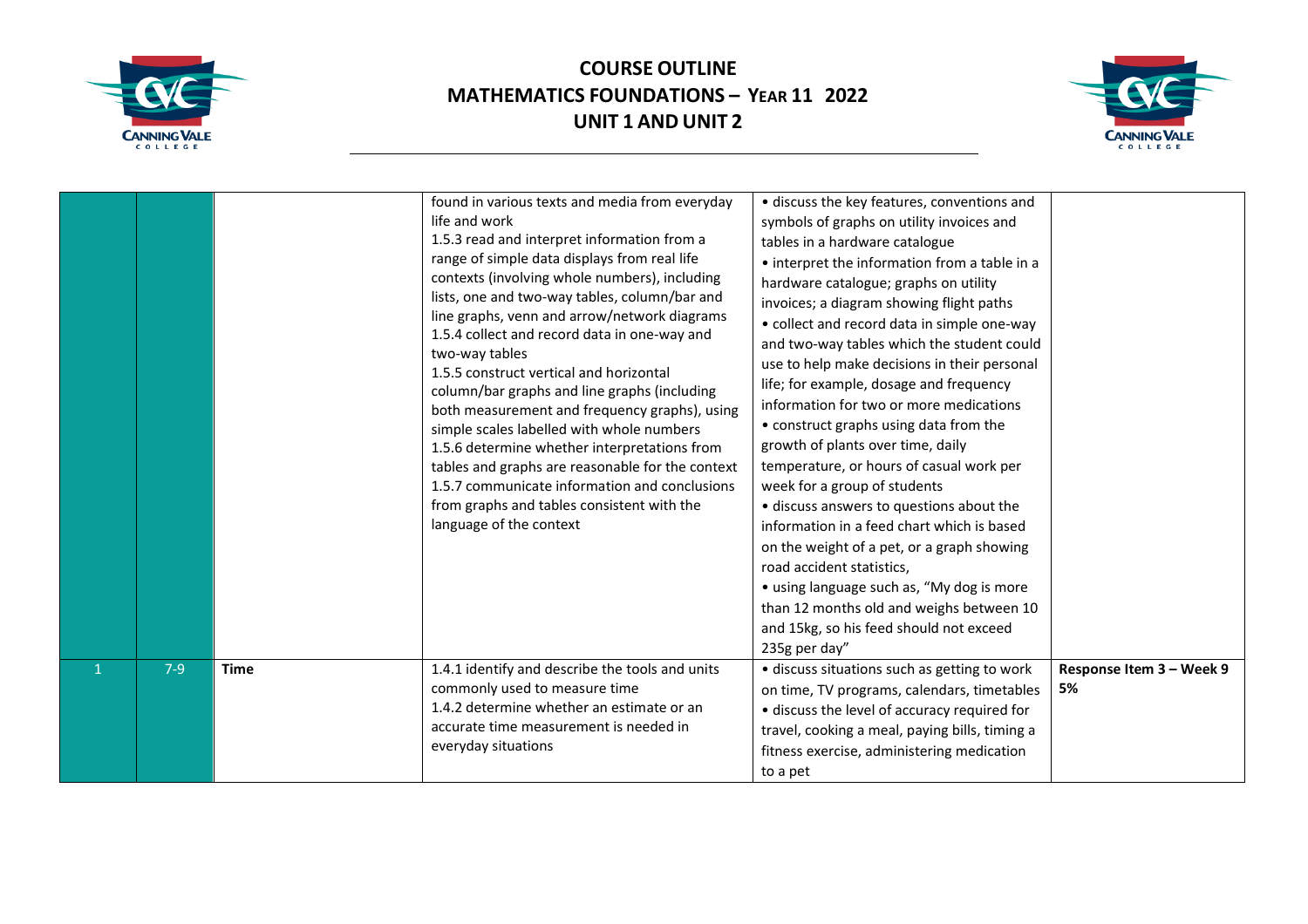| | | | | | |
|---|---|---|---|---|---|
| | | | found in various texts and media from everyday life and work<br>1.5.3 read and interpret information from a range of simple data displays from real life contexts (involving whole numbers), including lists, one and two-way tables, column/bar and line graphs, venn and arrow/network diagrams<br>1.5.4 collect and record data in one-way and two-way tables<br>1.5.5 construct vertical and horizontal column/bar graphs and line graphs (including both measurement and frequency graphs), using simple scales labelled with whole numbers<br>1.5.6 determine whether interpretations from tables and graphs are reasonable for the context<br>1.5.7 communicate information and conclusions from graphs and tables consistent with the language of the context | • discuss the key features, conventions and symbols of graphs on utility invoices and tables in a hardware catalogue<br>• interpret the information from a table in a hardware catalogue; graphs on utility invoices; a diagram showing flight paths<br>• collect and record data in simple one-way and two-way tables which the student could use to help make decisions in their personal life; for example, dosage and frequency information for two or more medications<br>• construct graphs using data from the growth of plants over time, daily temperature, or hours of casual work per week for a group of students<br>• discuss answers to questions about the information in a feed chart which is based on the weight of a pet, or a graph showing road accident statistics,<br>• using language such as, "My dog is more than 12 months old and weighs between 10 and 15kg, so his feed should not exceed 235g per day" | |
| 1 | 7-9 | **Time** | 1.4.1 identify and describe the tools and units commonly used to measure time<br>1.4.2 determine whether an estimate or an accurate time measurement is needed in everyday situations | • discuss situations such as getting to work on time, TV programs, calendars, timetables<br>• discuss the level of accuracy required for travel, cooking a meal, paying bills, timing a fitness exercise, administering medication to a pet | **Response Item 3 – Week 9 5%** |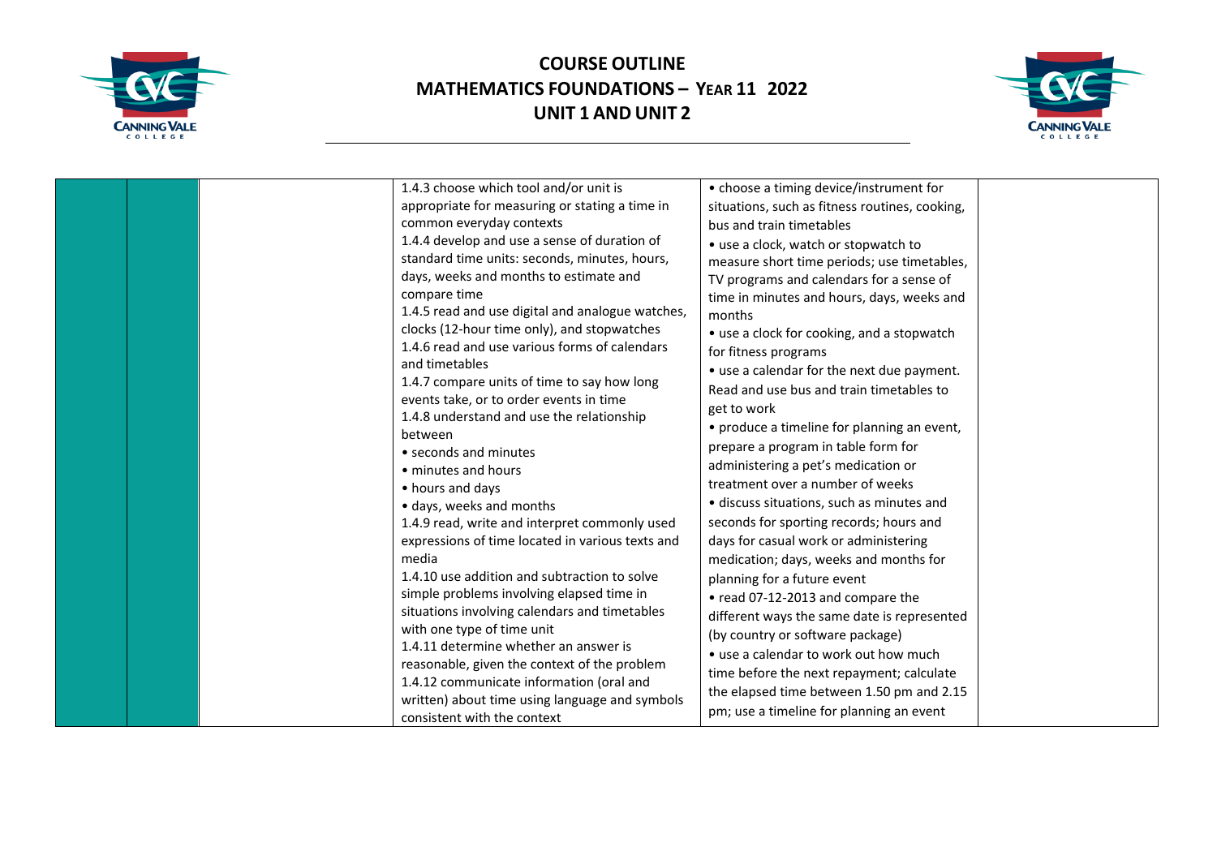| | | | | | |
|---|---|---|---|---|---|
| | | | 1.4.3 choose which tool and/or unit is appropriate for measuring or stating a time in common everyday contexts<br>1.4.4 develop and use a sense of duration of standard time units: seconds, minutes, hours, days, weeks and months to estimate and compare time<br>1.4.5 read and use digital and analogue watches, clocks (12-hour time only), and stopwatches<br>1.4.6 read and use various forms of calendars and timetables<br>1.4.7 compare units of time to say how long events take, or to order events in time<br>1.4.8 understand and use the relationship between<br>• seconds and minutes<br>• minutes and hours<br>• hours and days<br>• days, weeks and months<br>1.4.9 read, write and interpret commonly used expressions of time located in various texts and media<br>1.4.10 use addition and subtraction to solve simple problems involving elapsed time in situations involving calendars and timetables with one type of time unit<br>1.4.11 determine whether an answer is reasonable, given the context of the problem<br>1.4.12 communicate information (oral and written) about time using language and symbols consistent with the context | • choose a timing device/instrument for situations, such as fitness routines, cooking, bus and train timetables<br>• use a clock, watch or stopwatch to measure short time periods; use timetables, TV programs and calendars for a sense of time in minutes and hours, days, weeks and months<br>• use a clock for cooking, and a stopwatch for fitness programs<br>• use a calendar for the next due payment. Read and use bus and train timetables to get to work<br>• produce a timeline for planning an event, prepare a program in table form for administering a pet's medication or treatment over a number of weeks<br>• discuss situations, such as minutes and seconds for sporting records; hours and days for casual work or administering medication; days, weeks and months for planning for a future event<br>• read 07-12-2013 and compare the different ways the same date is represented (by country or software package)<br>• use a calendar to work out how much time before the next repayment; calculate the elapsed time between 1.50 pm and 2.15 pm; use a timeline for planning an event | |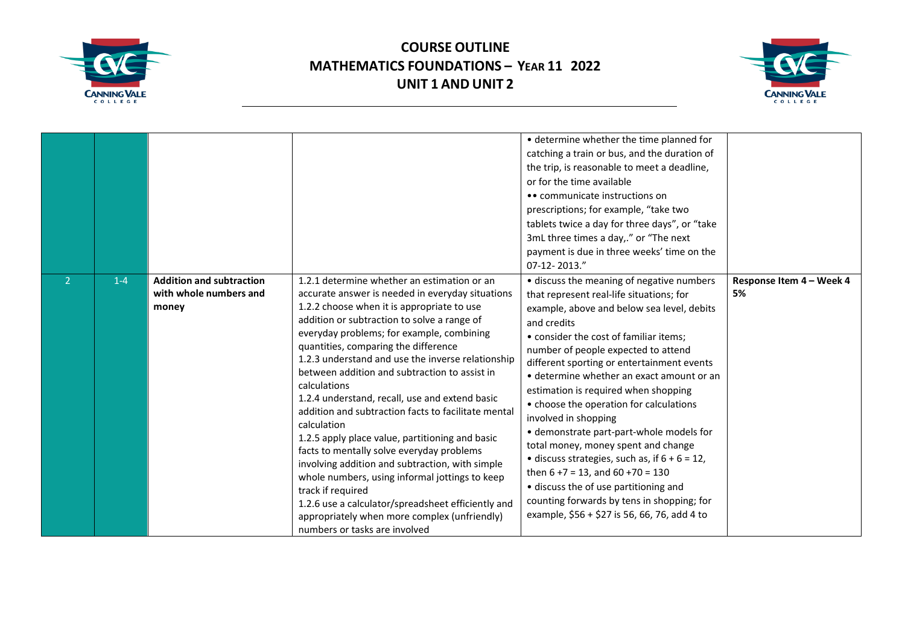| | | | | | |
|---|---|---|---|---|---|
| | | | | • determine whether the time planned for catching a train or bus, and the duration of the trip, is reasonable to meet a deadline, or for the time available<br>•• communicate instructions on prescriptions; for example, "take two tablets twice a day for three days", or "take 3mL three times a day,." or "The next payment is due in three weeks' time on the 07-12- 2013." | |
| 2 | 1-4 | **Addition and subtraction with whole numbers and money** | 1.2.1 determine whether an estimation or an accurate answer is needed in everyday situations<br>1.2.2 choose when it is appropriate to use addition or subtraction to solve a range of everyday problems; for example, combining quantities, comparing the difference<br>1.2.3 understand and use the inverse relationship between addition and subtraction to assist in calculations<br>1.2.4 understand, recall, use and extend basic addition and subtraction facts to facilitate mental calculation<br>1.2.5 apply place value, partitioning and basic facts to mentally solve everyday problems involving addition and subtraction, with simple whole numbers, using informal jottings to keep track if required<br>1.2.6 use a calculator/spreadsheet efficiently and appropriately when more complex (unfriendly) numbers or tasks are involved | • discuss the meaning of negative numbers that represent real-life situations; for example, above and below sea level, debits and credits<br>• consider the cost of familiar items; number of people expected to attend different sporting or entertainment events<br>• determine whether an exact amount or an estimation is required when shopping<br>• choose the operation for calculations involved in shopping<br>• demonstrate part-part-whole models for total money, money spent and change<br>• discuss strategies, such as, if $6 + 6 = 12$, then $6 + 7 = 13$, and $60 + 70 = 130$<br>• discuss the of use partitioning and counting forwards by tens in shopping; for example, \$56 + \$27 is 56, 66, 76, add 4 to | **Response Item 4 – Week 4 5%** |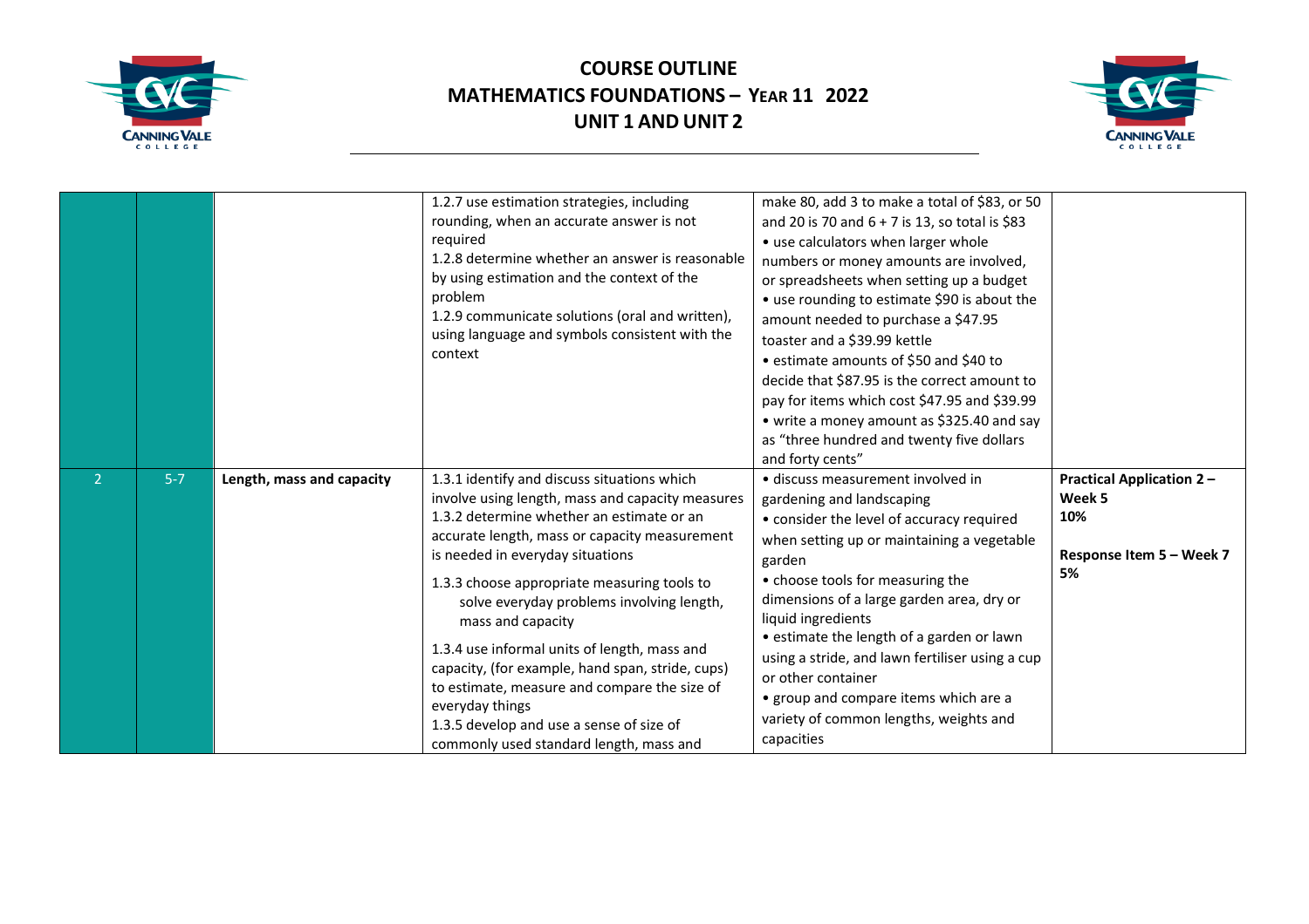# COURSE OUTLINE
## MATHEMATICS FOUNDATIONS – YEAR 11 2022
## UNIT 1 AND UNIT 2

| | | | | | |
|---|---|---|---|---|---|
| | | | 1.2.7 use estimation strategies, including rounding, when an accurate answer is not required<br>1.2.8 determine whether an answer is reasonable by using estimation and the context of the problem<br>1.2.9 communicate solutions (oral and written), using language and symbols consistent with the context | make 80, add 3 to make a total of $83, or 50 and 20 is 70 and 6 + 7 is 13, so total is $83<br>• use calculators when larger whole numbers or money amounts are involved, or spreadsheets when setting up a budget<br>• use rounding to estimate $90 is about the amount needed to purchase a $47.95 toaster and a $39.99 kettle<br>• estimate amounts of $50 and $40 to decide that $87.95 is the correct amount to pay for items which cost $47.95 and $39.99<br>• write a money amount as $325.40 and say as "three hundred and twenty five dollars and forty cents" | |
| 2 | 5-7 | **Length, mass and capacity** | 1.3.1 identify and discuss situations which involve using length, mass and capacity measures<br>1.3.2 determine whether an estimate or an accurate length, mass or capacity measurement is needed in everyday situations<br>1.3.3 choose appropriate measuring tools to solve everyday problems involving length, mass and capacity<br>1.3.4 use informal units of length, mass and capacity, (for example, hand span, stride, cups) to estimate, measure and compare the size of everyday things<br>1.3.5 develop and use a sense of size of commonly used standard length, mass and | • discuss measurement involved in gardening and landscaping<br>• consider the level of accuracy required when setting up or maintaining a vegetable garden<br>• choose tools for measuring the dimensions of a large garden area, dry or liquid ingredients<br>• estimate the length of a garden or lawn using a stride, and lawn fertiliser using a cup or other container<br>• group and compare items which are a variety of common lengths, weights and capacities | **Practical Application 2 – Week 5**<br>**10%**<br><br>**Response Item 5 – Week 7**<br>**5%** |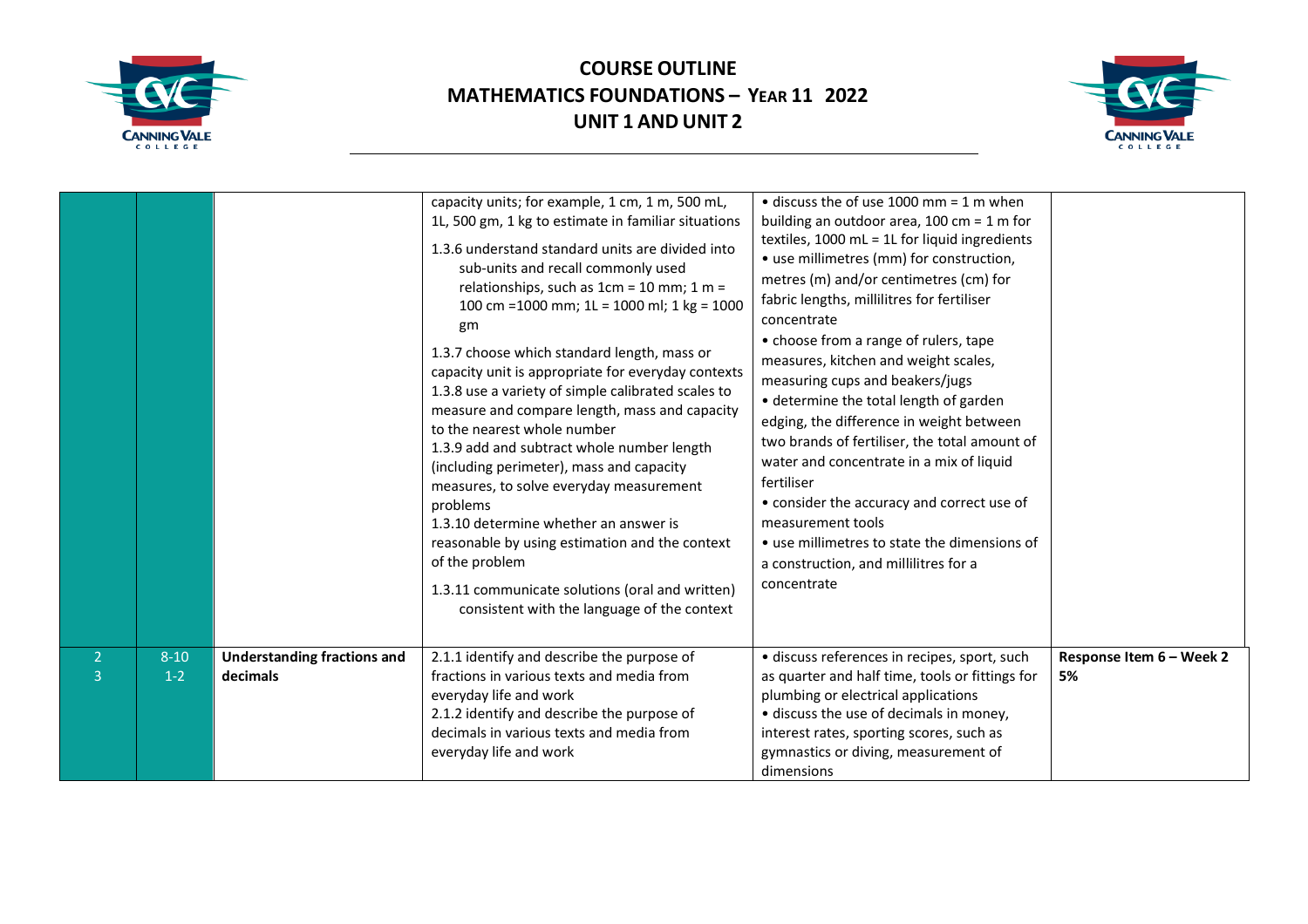# COURSE OUTLINE
# MATHEMATICS FOUNDATIONS – YEAR 11 2022
# UNIT 1 AND UNIT 2

| | | | | | |
|---|---|---|---|---|---|
| | | | capacity units; for example, 1 cm, 1 m, 500 mL, 1L, 500 gm, 1 kg to estimate in familiar situations<br>1.3.6 understand standard units are divided into sub-units and recall commonly used relationships, such as 1cm = 10 mm; 1 m = 100 cm =1000 mm; 1L = 1000 ml; 1 kg = 1000 gm<br>1.3.7 choose which standard length, mass or capacity unit is appropriate for everyday contexts<br>1.3.8 use a variety of simple calibrated scales to measure and compare length, mass and capacity to the nearest whole number<br>1.3.9 add and subtract whole number length (including perimeter), mass and capacity measures, to solve everyday measurement problems<br>1.3.10 determine whether an answer is reasonable by using estimation and the context of the problem<br>1.3.11 communicate solutions (oral and written) consistent with the language of the context | • discuss the of use 1000 mm = 1 m when building an outdoor area, 100 cm = 1 m for textiles, 1000 mL = 1L for liquid ingredients<br>• use millimetres (mm) for construction, metres (m) and/or centimetres (cm) for fabric lengths, millilitres for fertiliser concentrate<br>• choose from a range of rulers, tape measures, kitchen and weight scales, measuring cups and beakers/jugs<br>• determine the total length of garden edging, the difference in weight between two brands of fertiliser, the total amount of water and concentrate in a mix of liquid fertiliser<br>• consider the accuracy and correct use of measurement tools<br>• use millimetres to state the dimensions of a construction, and millilitres for a concentrate | |
| 2<br>3 | 8-10<br>1-2 | **Understanding fractions and decimals** | 2.1.1 identify and describe the purpose of fractions in various texts and media from everyday life and work<br>2.1.2 identify and describe the purpose of decimals in various texts and media from everyday life and work | • discuss references in recipes, sport, such as quarter and half time, tools or fittings for plumbing or electrical applications<br>• discuss the use of decimals in money, interest rates, sporting scores, such as gymnastics or diving, measurement of dimensions | **Response Item 6 – Week 2 5%** |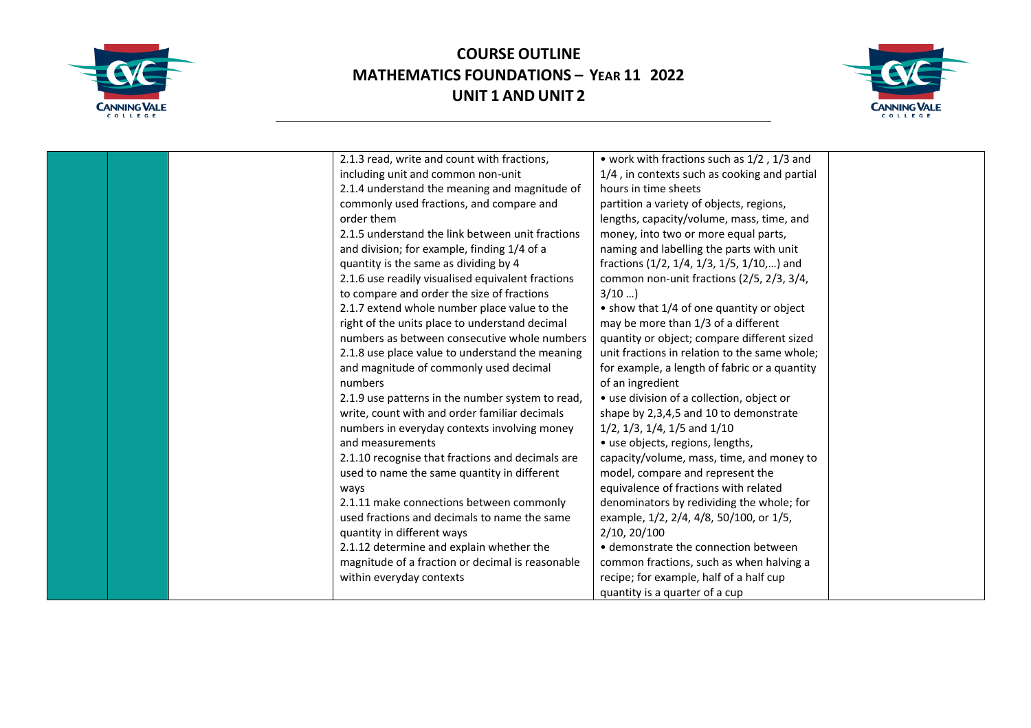# COURSE OUTLINE
# MATHEMATICS FOUNDATIONS – YEAR 11 2022
# UNIT 1 AND UNIT 2

| | | | | | |
|---|---|---|---|---|---|
| | | | 2.1.3 read, write and count with fractions, including unit and common non-unit<br>2.1.4 understand the meaning and magnitude of commonly used fractions, and compare and order them<br>2.1.5 understand the link between unit fractions and division; for example, finding 1/4 of a quantity is the same as dividing by 4<br>2.1.6 use readily visualised equivalent fractions to compare and order the size of fractions<br>2.1.7 extend whole number place value to the right of the units place to understand decimal numbers as between consecutive whole numbers<br>2.1.8 use place value to understand the meaning and magnitude of commonly used decimal numbers<br>2.1.9 use patterns in the number system to read, write, count with and order familiar decimals numbers in everyday contexts involving money and measurements<br>2.1.10 recognise that fractions and decimals are used to name the same quantity in different ways<br>2.1.11 make connections between commonly used fractions and decimals to name the same quantity in different ways<br>2.1.12 determine and explain whether the magnitude of a fraction or decimal is reasonable within everyday contexts | • work with fractions such as 1/2 , 1/3 and 1/4 , in contexts such as cooking and partial hours in time sheets<br>partition a variety of objects, regions, lengths, capacity/volume, mass, time, and money, into two or more equal parts, naming and labelling the parts with unit fractions (1/2, 1/4, 1/3, 1/5, 1/10,…) and common non-unit fractions (2/5, 2/3, 3/4, 3/10 …)<br>• show that 1/4 of one quantity or object may be more than 1/3 of a different quantity or object; compare different sized unit fractions in relation to the same whole; for example, a length of fabric or a quantity of an ingredient<br>• use division of a collection, object or shape by 2,3,4,5 and 10 to demonstrate 1/2, 1/3, 1/4, 1/5 and 1/10<br>• use objects, regions, lengths, capacity/volume, mass, time, and money to model, compare and represent the equivalence of fractions with related denominators by redividing the whole; for example, 1/2, 2/4, 4/8, 50/100, or 1/5, 2/10, 20/100<br>• demonstrate the connection between common fractions, such as when halving a recipe; for example, half of a half cup quantity is a quarter of a cup | |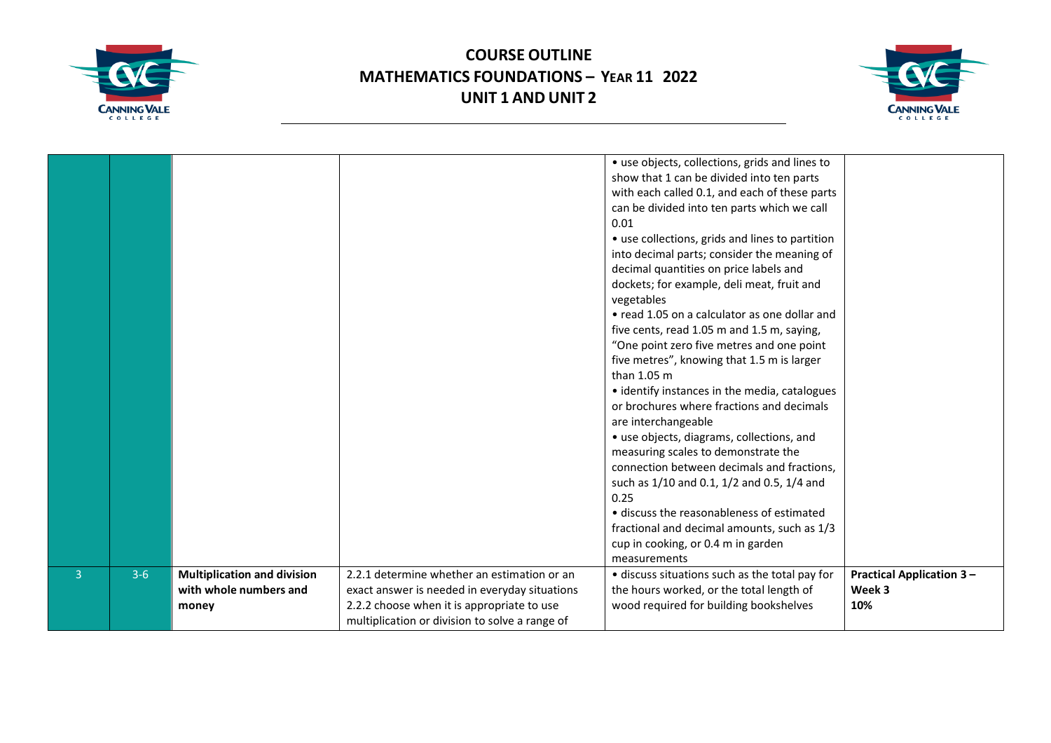| | | | | | |
|---|---|---|---|---|---|
| | | | | • use objects, collections, grids and lines to show that 1 can be divided into ten parts with each called 0.1, and each of these parts can be divided into ten parts which we call 0.01<br>• use collections, grids and lines to partition into decimal parts; consider the meaning of decimal quantities on price labels and dockets; for example, deli meat, fruit and vegetables<br>• read 1.05 on a calculator as one dollar and five cents, read 1.05 m and 1.5 m, saying, "One point zero five metres and one point five metres", knowing that 1.5 m is larger than 1.05 m<br>• identify instances in the media, catalogues or brochures where fractions and decimals are interchangeable<br>• use objects, diagrams, collections, and measuring scales to demonstrate the connection between decimals and fractions, such as 1/10 and 0.1, 1/2 and 0.5, 1/4 and 0.25<br>• discuss the reasonableness of estimated fractional and decimal amounts, such as 1/3 cup in cooking, or 0.4 m in garden measurements | |
| 3 | 3-6 | **Multiplication and division with whole numbers and money** | 2.2.1 determine whether an estimation or an exact answer is needed in everyday situations<br>2.2.2 choose when it is appropriate to use multiplication or division to solve a range of | • discuss situations such as the total pay for the hours worked, or the total length of wood required for building bookshelves | **Practical Application 3 – Week 3 10%** |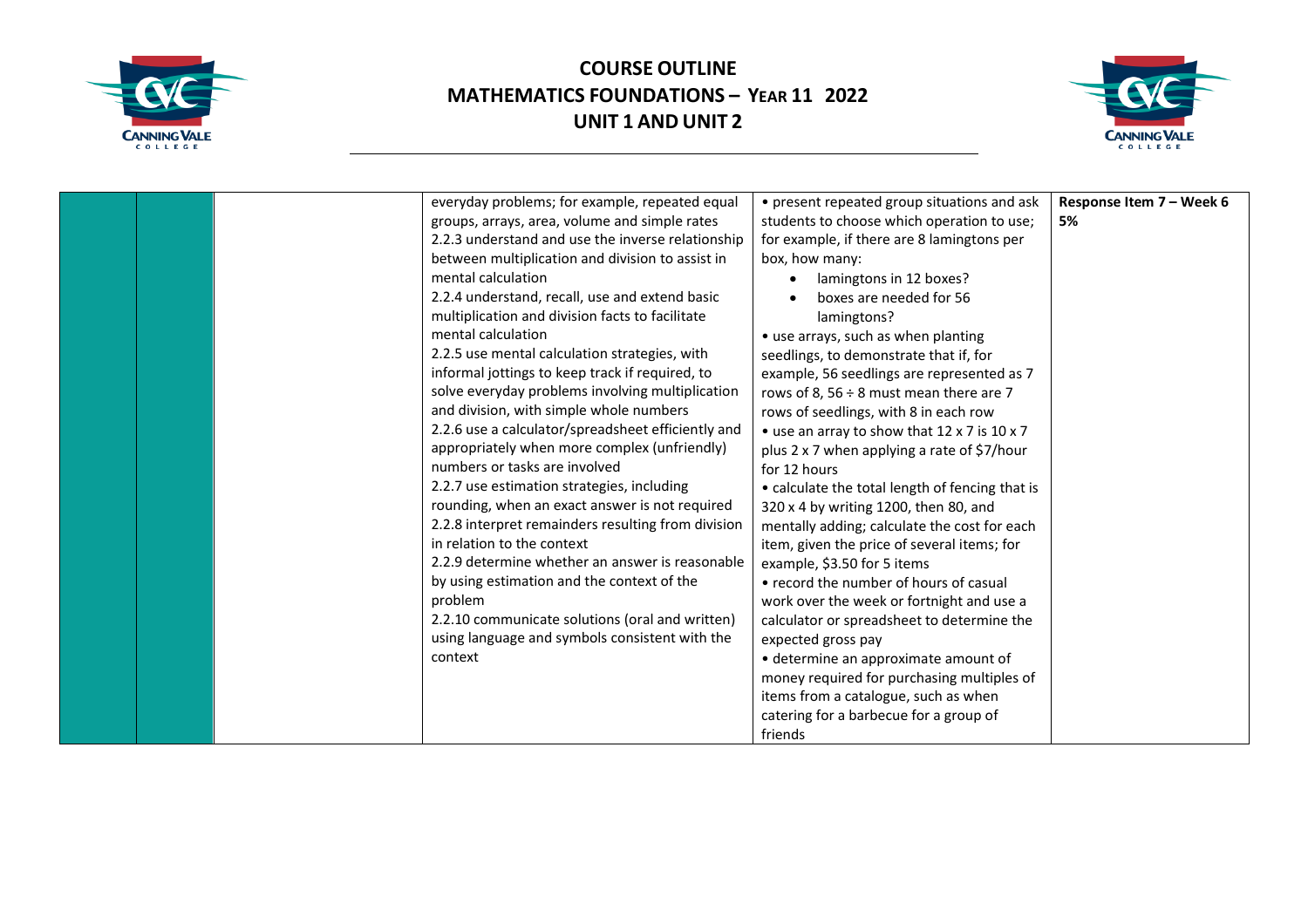# COURSE OUTLINE
# MATHEMATICS FOUNDATIONS – YEAR 11 2022
# UNIT 1 AND UNIT 2

| | | | | | |
|---|---|---|---|---|---|
| | | | everyday problems; for example, repeated equal groups, arrays, area, volume and simple rates<br>2.2.3 understand and use the inverse relationship between multiplication and division to assist in mental calculation<br>2.2.4 understand, recall, use and extend basic multiplication and division facts to facilitate mental calculation<br>2.2.5 use mental calculation strategies, with informal jottings to keep track if required, to solve everyday problems involving multiplication and division, with simple whole numbers<br>2.2.6 use a calculator/spreadsheet efficiently and appropriately when more complex (unfriendly) numbers or tasks are involved<br>2.2.7 use estimation strategies, including rounding, when an exact answer is not required<br>2.2.8 interpret remainders resulting from division in relation to the context<br>2.2.9 determine whether an answer is reasonable by using estimation and the context of the problem<br>2.2.10 communicate solutions (oral and written) using language and symbols consistent with the context | • present repeated group situations and ask students to choose which operation to use; for example, if there are 8 lamingtons per box, how many:<br>• lamingtons in 12 boxes?<br>• boxes are needed for 56 lamingtons?<br>• use arrays, such as when planting seedlings, to demonstrate that if, for example, 56 seedlings are represented as 7 rows of 8, 56 ÷ 8 must mean there are 7 rows of seedlings, with 8 in each row<br>• use an array to show that 12 x 7 is 10 x 7 plus 2 x 7 when applying a rate of $7/hour for 12 hours<br>• calculate the total length of fencing that is 320 x 4 by writing 1200, then 80, and mentally adding; calculate the cost for each item, given the price of several items; for example, $3.50 for 5 items<br>• record the number of hours of casual work over the week or fortnight and use a calculator or spreadsheet to determine the expected gross pay<br>• determine an approximate amount of money required for purchasing multiples of items from a catalogue, such as when catering for a barbecue for a group of friends | **Response Item 7 – Week 6**<br>**5%** |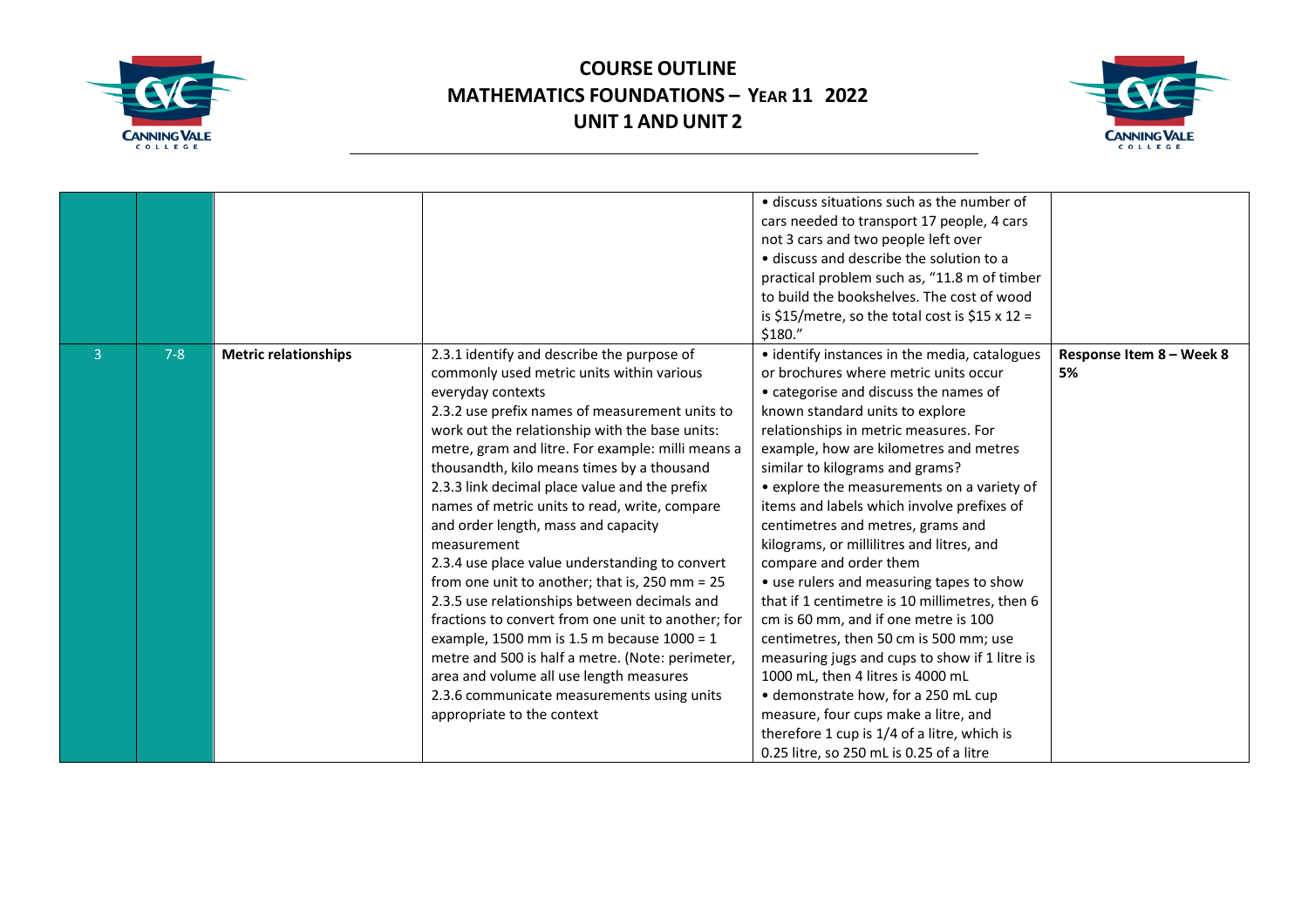| | | | | • discuss situations such as the number of cars needed to transport 17 people, 4 cars not 3 cars and two people left over<br>• discuss and describe the solution to a practical problem such as, "11.8 m of timber to build the bookshelves. The cost of wood is $15/metre, so the total cost is $15 x 12 = $180." | |
|---|---|---|---|---|---|
| 3 | 7-8 | **Metric relationships** | 2.3.1 identify and describe the purpose of commonly used metric units within various everyday contexts<br>2.3.2 use prefix names of measurement units to work out the relationship with the base units: metre, gram and litre. For example: milli means a thousandth, kilo means times by a thousand<br>2.3.3 link decimal place value and the prefix names of metric units to read, write, compare and order length, mass and capacity measurement<br>2.3.4 use place value understanding to convert from one unit to another; that is, 250 mm = 25<br>2.3.5 use relationships between decimals and fractions to convert from one unit to another; for example, 1500 mm is 1.5 m because 1000 = 1 metre and 500 is half a metre. (Note: perimeter, area and volume all use length measures<br>2.3.6 communicate measurements using units appropriate to the context | • identify instances in the media, catalogues or brochures where metric units occur<br>• categorise and discuss the names of known standard units to explore relationships in metric measures. For example, how are kilometres and metres similar to kilograms and grams?<br>• explore the measurements on a variety of items and labels which involve prefixes of centimetres and metres, grams and kilograms, or millilitres and litres, and compare and order them<br>• use rulers and measuring tapes to show that if 1 centimetre is 10 millimetres, then 6 cm is 60 mm, and if one metre is 100 centimetres, then 50 cm is 500 mm; use measuring jugs and cups to show if 1 litre is 1000 mL, then 4 litres is 4000 mL<br>• demonstrate how, for a 250 mL cup measure, four cups make a litre, and therefore 1 cup is 1/4 of a litre, which is 0.25 litre, so 250 mL is 0.25 of a litre | **Response Item 8 – Week 8**<br>**5%** |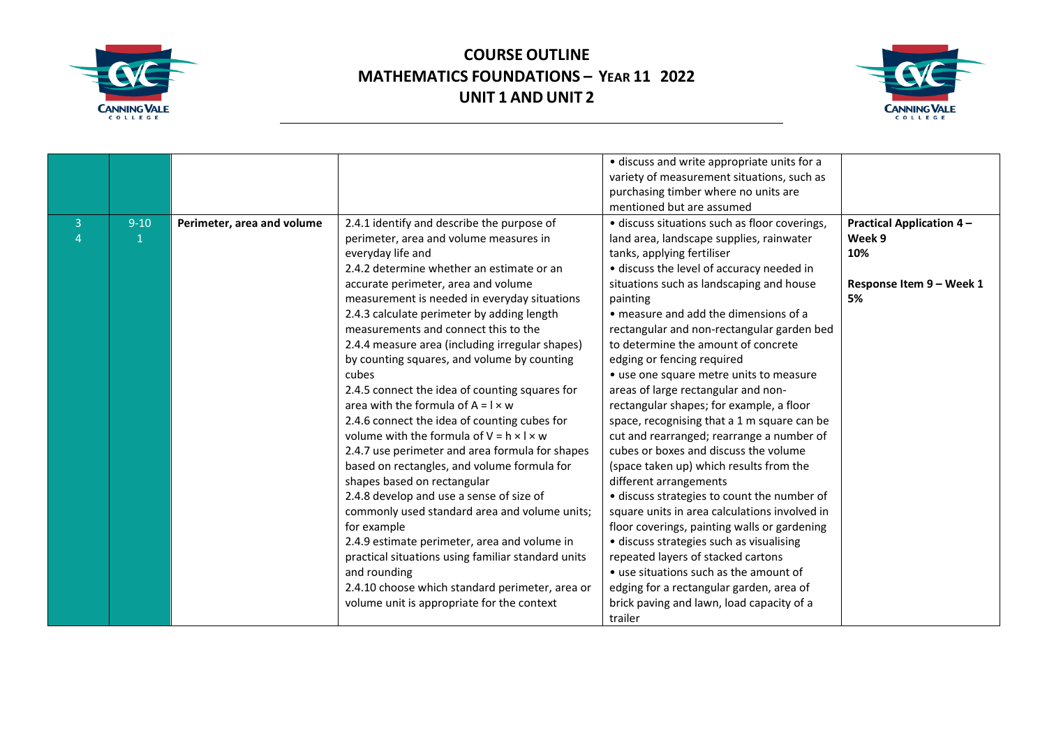# COURSE OUTLINE

# MATHEMATICS FOUNDATIONS – YEAR 11 2022

# UNIT 1 AND UNIT 2

| | | | | | |
|---|---|---|---|---|---|
| | | | | • discuss and write appropriate units for a variety of measurement situations, such as purchasing timber where no units are mentioned but are assumed | |
| 3<br>4 | 9-10<br>1 | **Perimeter, area and volume** | 2.4.1 identify and describe the purpose of perimeter, area and volume measures in everyday life and<br>2.4.2 determine whether an estimate or an accurate perimeter, area and volume measurement is needed in everyday situations<br>2.4.3 calculate perimeter by adding length measurements and connect this to the<br>2.4.4 measure area (including irregular shapes) by counting squares, and volume by counting cubes<br>2.4.5 connect the idea of counting squares for area with the formula of $A = l \times w$<br>2.4.6 connect the idea of counting cubes for volume with the formula of $V = h \times l \times w$<br>2.4.7 use perimeter and area formula for shapes based on rectangles, and volume formula for shapes based on rectangular<br>2.4.8 develop and use a sense of size of commonly used standard area and volume units; for example<br>2.4.9 estimate perimeter, area and volume in practical situations using familiar standard units and rounding<br>2.4.10 choose which standard perimeter, area or volume unit is appropriate for the context | • discuss situations such as floor coverings, land area, landscape supplies, rainwater tanks, applying fertiliser<br>• discuss the level of accuracy needed in situations such as landscaping and house painting<br>• measure and add the dimensions of a rectangular and non-rectangular garden bed to determine the amount of concrete edging or fencing required<br>• use one square metre units to measure areas of large rectangular and non-rectangular shapes; for example, a floor space, recognising that a 1 m square can be cut and rearranged; rearrange a number of cubes or boxes and discuss the volume (space taken up) which results from the different arrangements<br>• discuss strategies to count the number of square units in area calculations involved in floor coverings, painting walls or gardening<br>• discuss strategies such as visualising repeated layers of stacked cartons<br>• use situations such as the amount of edging for a rectangular garden, area of brick paving and lawn, load capacity of a trailer | **Practical Application 4 – Week 9**<br>**10%**<br><br>**Response Item 9 – Week 1**<br>**5%** |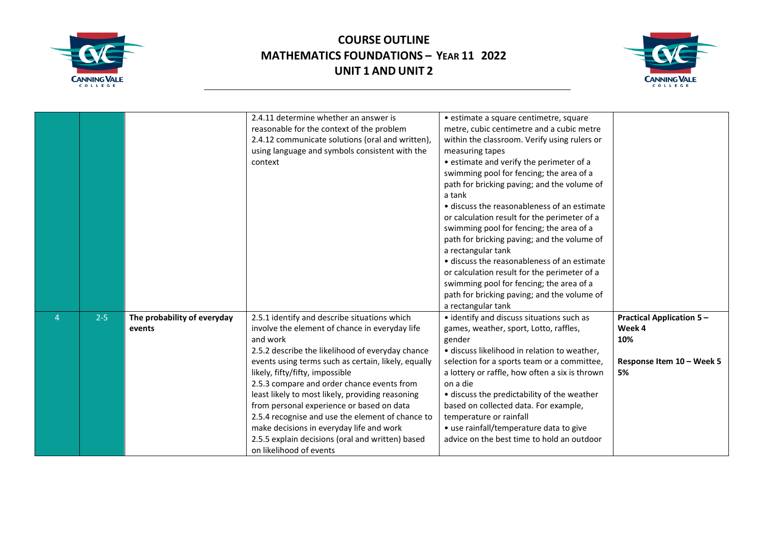# COURSE OUTLINE

## MATHEMATICS FOUNDATIONS – YEAR 11 2022

## UNIT 1 AND UNIT 2

| | | | | | |
|---|---|---|---|---|---|
| | | | 2.4.11 determine whether an answer is reasonable for the context of the problem<br>2.4.12 communicate solutions (oral and written), using language and symbols consistent with the context | • estimate a square centimetre, square metre, cubic centimetre and a cubic metre within the classroom. Verify using rulers or measuring tapes<br>• estimate and verify the perimeter of a swimming pool for fencing; the area of a path for bricking paving; and the volume of a tank<br>• discuss the reasonableness of an estimate or calculation result for the perimeter of a swimming pool for fencing; the area of a path for bricking paving; and the volume of a rectangular tank<br>• discuss the reasonableness of an estimate or calculation result for the perimeter of a swimming pool for fencing; the area of a path for bricking paving; and the volume of a rectangular tank | |
| 4 | 2-5 | **The probability of everyday events** | 2.5.1 identify and describe situations which involve the element of chance in everyday life and work<br>2.5.2 describe the likelihood of everyday chance events using terms such as certain, likely, equally likely, fifty/fifty, impossible<br>2.5.3 compare and order chance events from least likely to most likely, providing reasoning from personal experience or based on data<br>2.5.4 recognise and use the element of chance to make decisions in everyday life and work<br>2.5.5 explain decisions (oral and written) based on likelihood of events | • identify and discuss situations such as games, weather, sport, Lotto, raffles, gender<br>• discuss likelihood in relation to weather, selection for a sports team or a committee, a lottery or raffle, how often a six is thrown on a die<br>• discuss the predictability of the weather based on collected data. For example, temperature or rainfall<br>• use rainfall/temperature data to give advice on the best time to hold an outdoor | **Practical Application 5 – Week 4**<br>**10%**<br><br>**Response Item 10 – Week 5**<br>**5%** |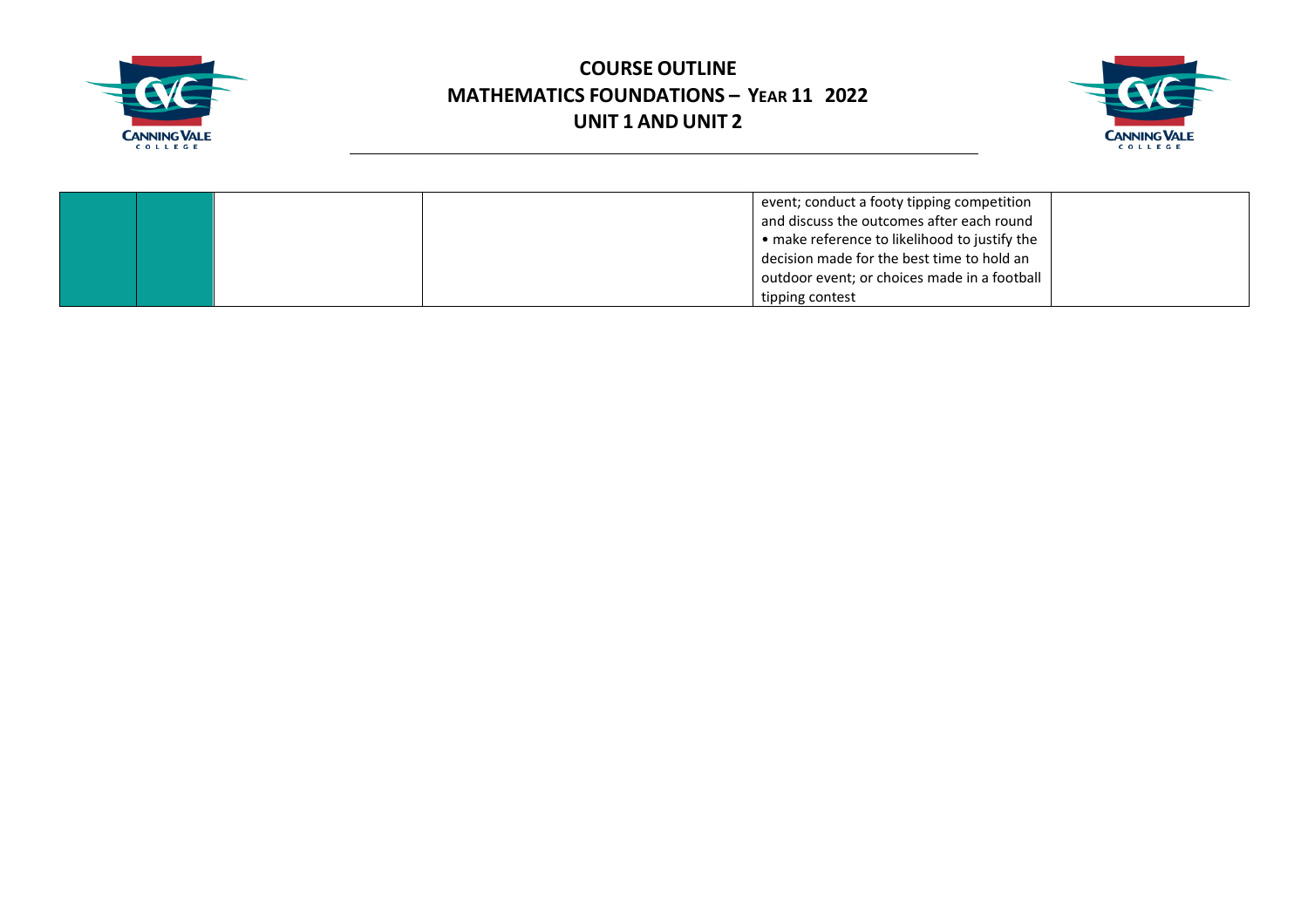| | | | | | |
|---|---|---|---|---|---|
| | | | | event; conduct a footy tipping competition and discuss the outcomes after each round<br>• make reference to likelihood to justify the decision made for the best time to hold an outdoor event; or choices made in a football tipping contest | |